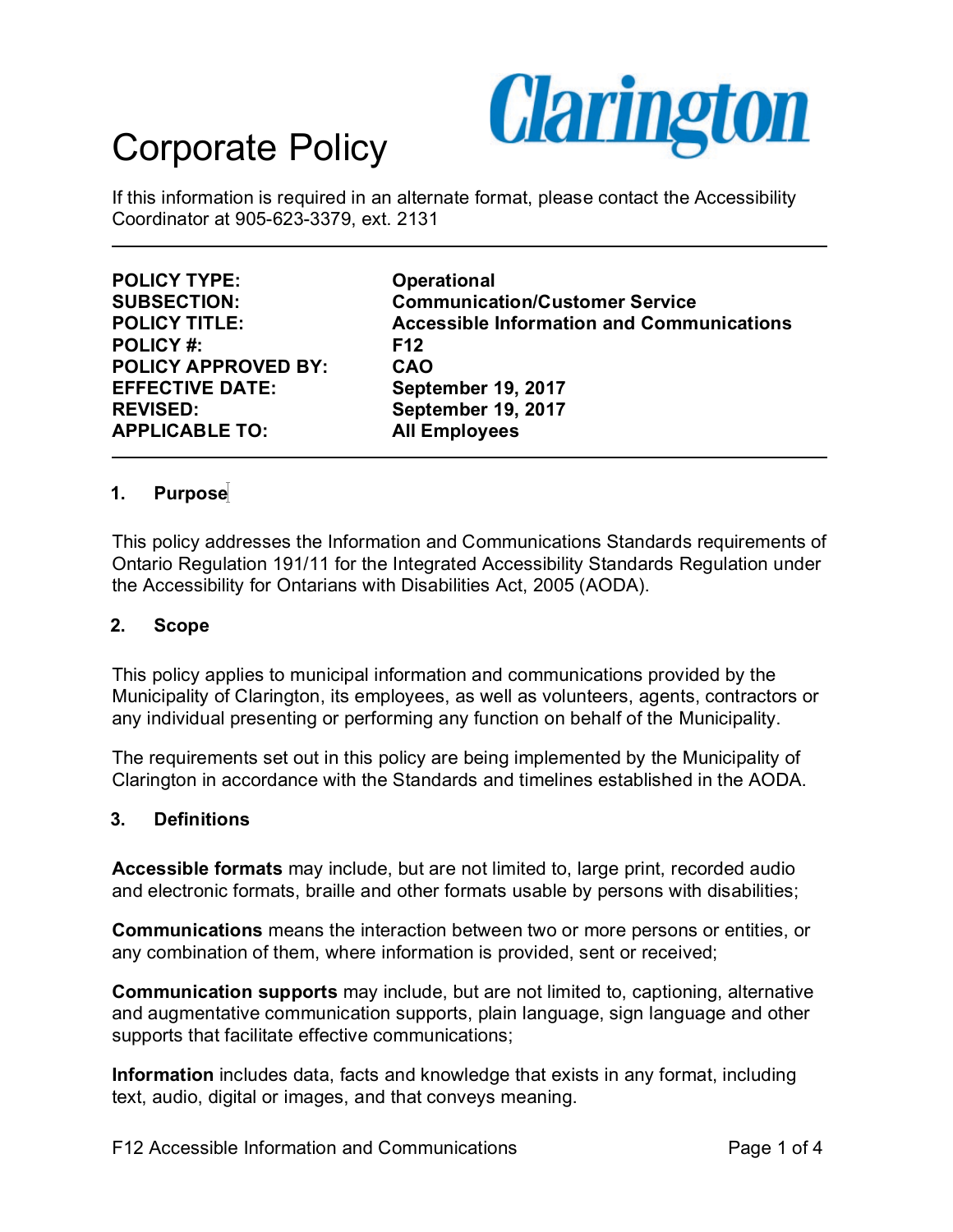# Corporate Policy

Clarington

If this information is required in an alternate format, please contact the Accessibility Coordinator at 905-623-3379, ext. 2131

---

| | |
|---|---|
| **POLICY TYPE:** | **Operational** |
| **SUBSECTION:** | **Communication/Customer Service** |
| **POLICY TITLE:** | **Accessible Information and Communications** |
| **POLICY #:** | **F12** |
| **POLICY APPROVED BY:** | **CAO** |
| **EFFECTIVE DATE:** | **September 19, 2017** |
| **REVISED:** | **September 19, 2017** |
| **APPLICABLE TO:** | **All Employees** |

---

## 1. Purpose

This policy addresses the Information and Communications Standards requirements of Ontario Regulation 191/11 for the Integrated Accessibility Standards Regulation under the Accessibility for Ontarians with Disabilities Act, 2005 (AODA).

## 2. Scope

This policy applies to municipal information and communications provided by the Municipality of Clarington, its employees, as well as volunteers, agents, contractors or any individual presenting or performing any function on behalf of the Municipality.

The requirements set out in this policy are being implemented by the Municipality of Clarington in accordance with the Standards and timelines established in the AODA.

## 3. Definitions

**Accessible formats** may include, but are not limited to, large print, recorded audio and electronic formats, braille and other formats usable by persons with disabilities;

**Communications** means the interaction between two or more persons or entities, or any combination of them, where information is provided, sent or received;

**Communication supports** may include, but are not limited to, captioning, alternative and augmentative communication supports, plain language, sign language and other supports that facilitate effective communications;

**Information** includes data, facts and knowledge that exists in any format, including text, audio, digital or images, and that conveys meaning.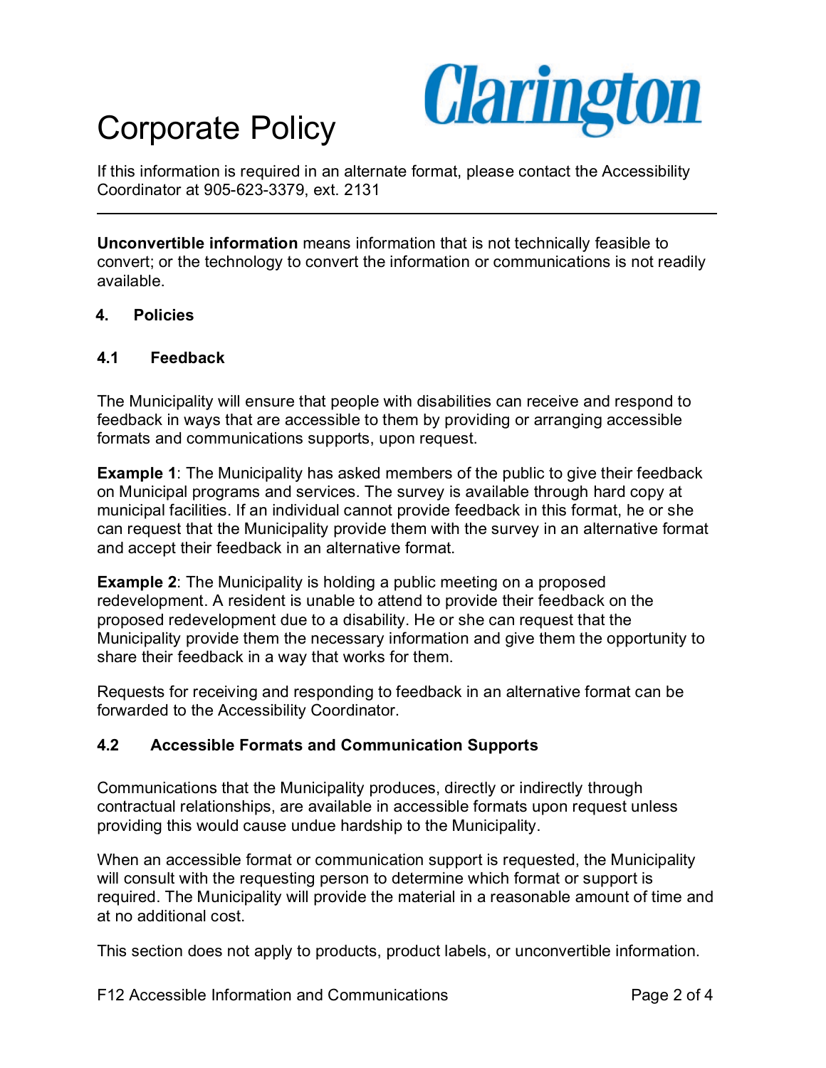**Unconvertible information** means information that is not technically feasible to convert; or the technology to convert the information or communications is not readily available.

## 4. Policies

### 4.1 Feedback

The Municipality will ensure that people with disabilities can receive and respond to feedback in ways that are accessible to them by providing or arranging accessible formats and communications supports, upon request.

**Example 1**: The Municipality has asked members of the public to give their feedback on Municipal programs and services. The survey is available through hard copy at municipal facilities. If an individual cannot provide feedback in this format, he or she can request that the Municipality provide them with the survey in an alternative format and accept their feedback in an alternative format.

**Example 2**: The Municipality is holding a public meeting on a proposed redevelopment. A resident is unable to attend to provide their feedback on the proposed redevelopment due to a disability. He or she can request that the Municipality provide them the necessary information and give them the opportunity to share their feedback in a way that works for them.

Requests for receiving and responding to feedback in an alternative format can be forwarded to the Accessibility Coordinator.

### 4.2 Accessible Formats and Communication Supports

Communications that the Municipality produces, directly or indirectly through contractual relationships, are available in accessible formats upon request unless providing this would cause undue hardship to the Municipality.

When an accessible format or communication support is requested, the Municipality will consult with the requesting person to determine which format or support is required. The Municipality will provide the material in a reasonable amount of time and at no additional cost.

This section does not apply to products, product labels, or unconvertible information.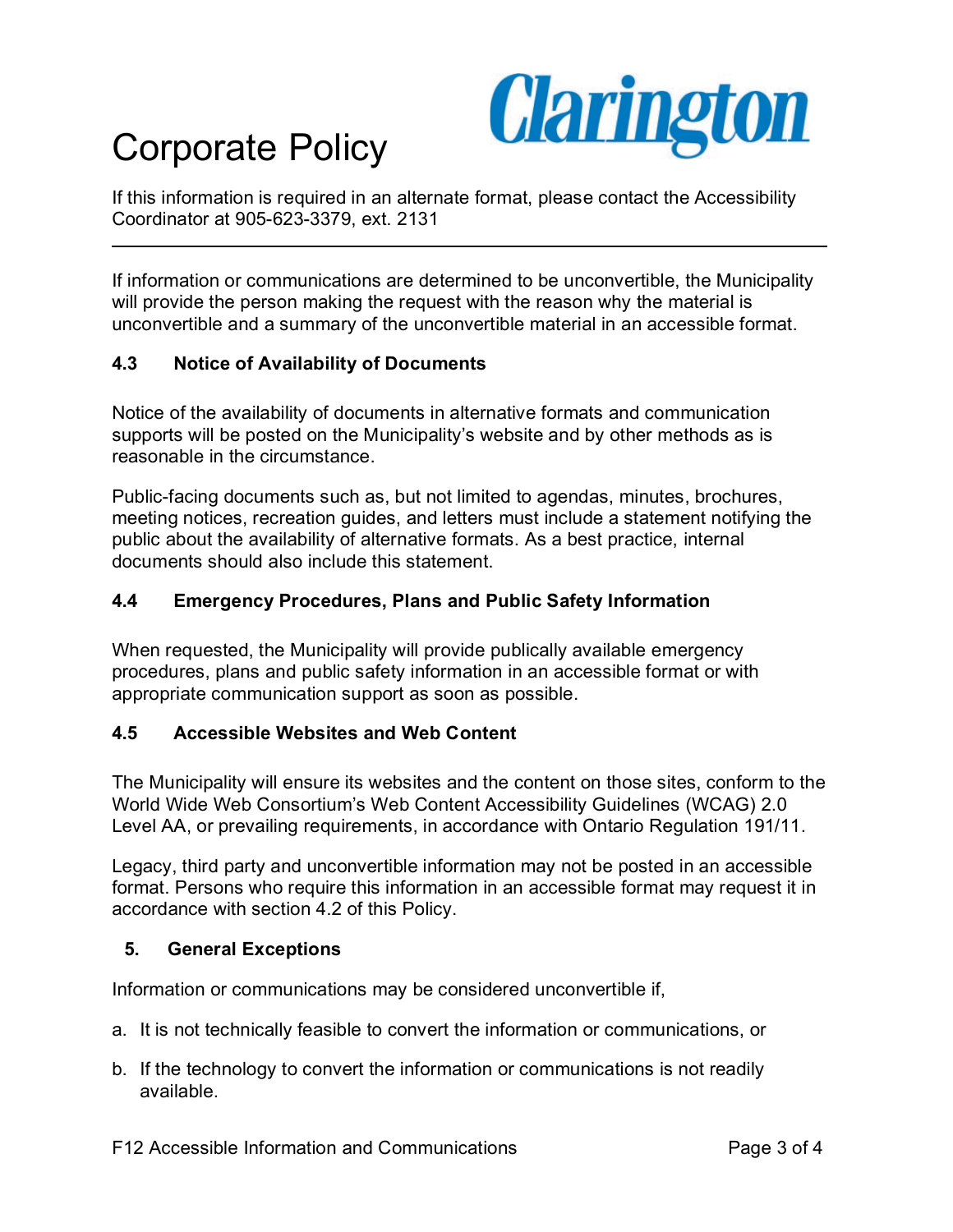If information or communications are determined to be unconvertible, the Municipality will provide the person making the request with the reason why the material is unconvertible and a summary of the unconvertible material in an accessible format.

### 4.3 Notice of Availability of Documents

Notice of the availability of documents in alternative formats and communication supports will be posted on the Municipality's website and by other methods as is reasonable in the circumstance.

Public-facing documents such as, but not limited to agendas, minutes, brochures, meeting notices, recreation guides, and letters must include a statement notifying the public about the availability of alternative formats. As a best practice, internal documents should also include this statement.

### 4.4 Emergency Procedures, Plans and Public Safety Information

When requested, the Municipality will provide publically available emergency procedures, plans and public safety information in an accessible format or with appropriate communication support as soon as possible.

### 4.5 Accessible Websites and Web Content

The Municipality will ensure its websites and the content on those sites, conform to the World Wide Web Consortium's Web Content Accessibility Guidelines (WCAG) 2.0 Level AA, or prevailing requirements, in accordance with Ontario Regulation 191/11.

Legacy, third party and unconvertible information may not be posted in an accessible format. Persons who require this information in an accessible format may request it in accordance with section 4.2 of this Policy.

## 5. General Exceptions

Information or communications may be considered unconvertible if,

a. It is not technically feasible to convert the information or communications, or

b. If the technology to convert the information or communications is not readily available.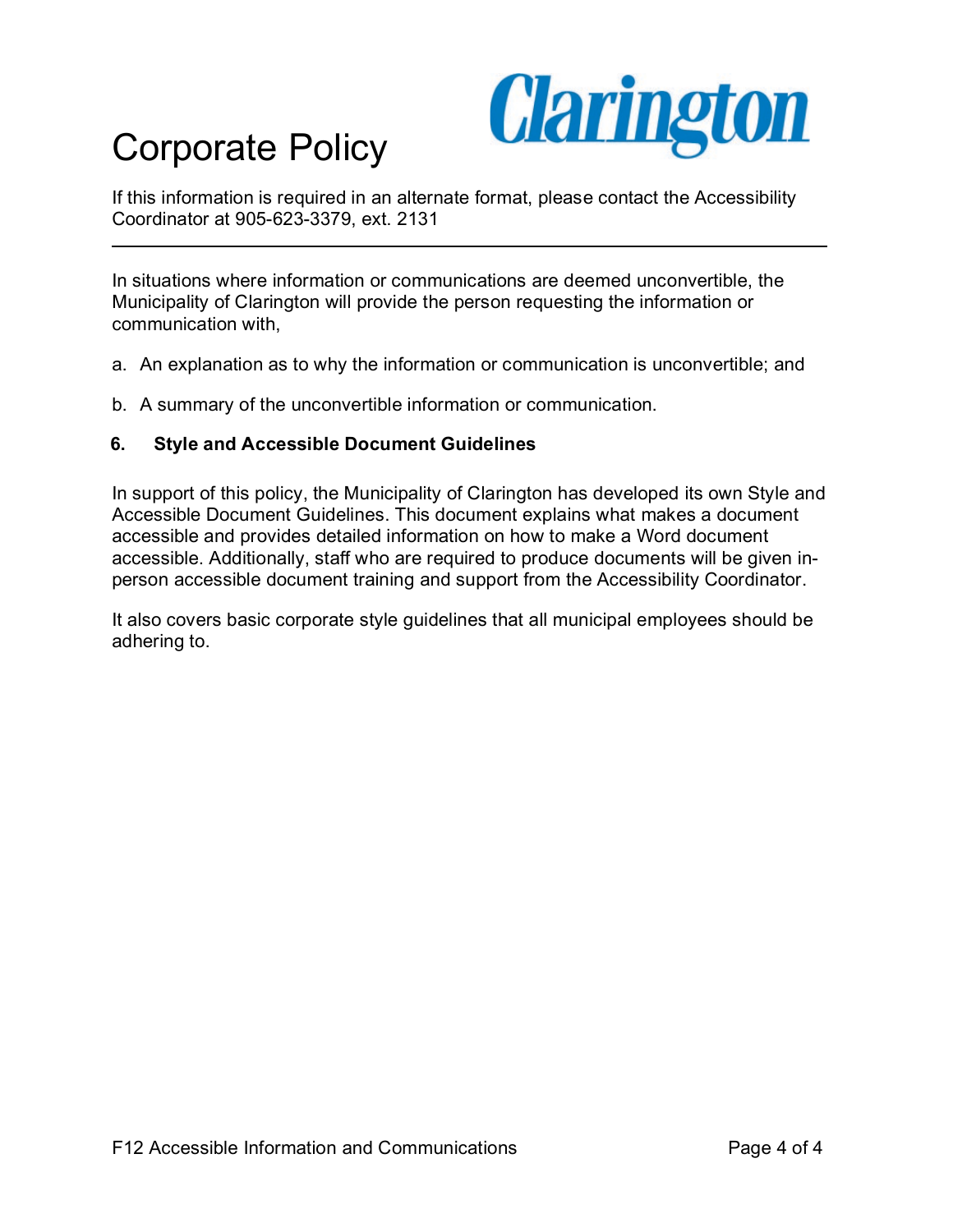In situations where information or communications are deemed unconvertible, the Municipality of Clarington will provide the person requesting the information or communication with,

a. An explanation as to why the information or communication is unconvertible; and

b. A summary of the unconvertible information or communication.

## 6. Style and Accessible Document Guidelines

In support of this policy, the Municipality of Clarington has developed its own Style and Accessible Document Guidelines. This document explains what makes a document accessible and provides detailed information on how to make a Word document accessible. Additionally, staff who are required to produce documents will be given in-person accessible document training and support from the Accessibility Coordinator.

It also covers basic corporate style guidelines that all municipal employees should be adhering to.